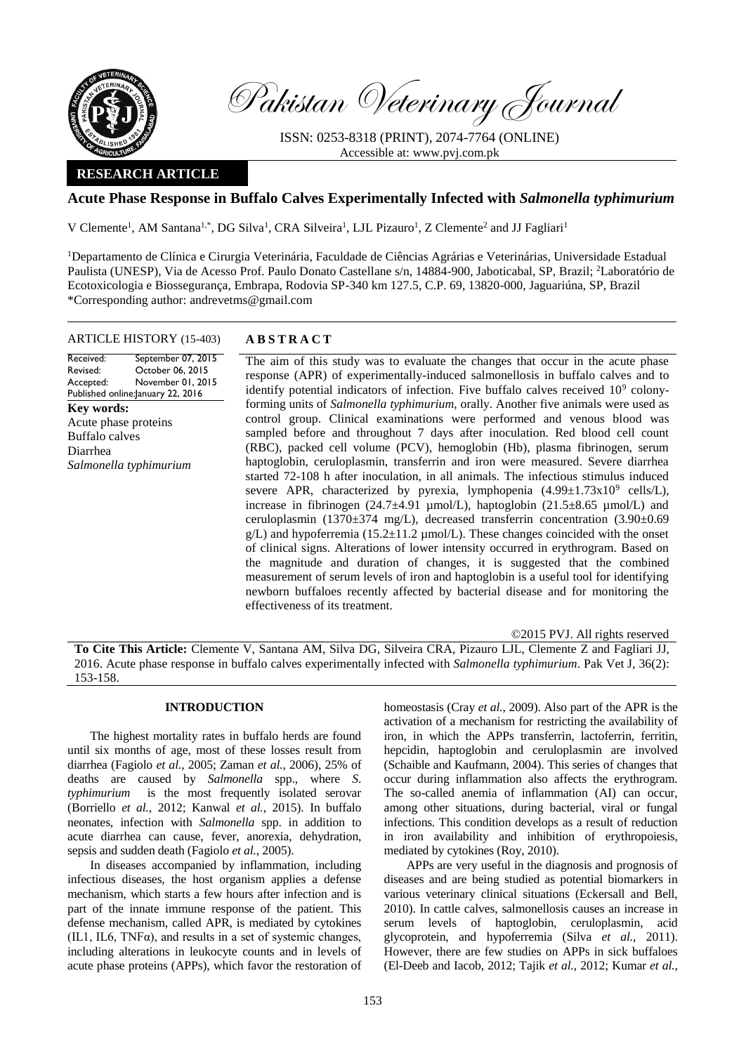Pakistan Veterinary Journal

ISSN: 0253-8318 (PRINT), 2074-7764 (ONLINE)
Accessible at: www.pvj.com.pk

**RESEARCH ARTICLE**

# Acute Phase Response in Buffalo Calves Experimentally Infected with *Salmonella typhimurium*

V Clemente[1], AM Santana[1,*], DG Silva[1], CRA Silveira[1], LJL Pizauro[1], Z Clemente[2] and JJ Fagliari[1]

[1]Departamento de Clínica e Cirurgia Veterinária, Faculdade de Ciências Agrárias e Veterinárias, Universidade Estadual Paulista (UNESP), Via de Acesso Prof. Paulo Donato Castellane s/n, 14884-900, Jaboticabal, SP, Brazil; [2]Laboratório de Ecotoxicologia e Biossegurança, Embrapa, Rodovia SP-340 km 127.5, C.P. 69, 13820-000, Jaguariúna, SP, Brazil
*Corresponding author: andrevetms@gmail.com

**ARTICLE HISTORY (15-403)**

Received: September 07, 2015
Revised: October 06, 2015
Accepted: November 01, 2015
Published online: January 22, 2016

**Key words:**
Acute phase proteins
Buffalo calves
Diarrhea
*Salmonella typhimurium*

**A B S T R A C T**

The aim of this study was to evaluate the changes that occur in the acute phase response (APR) of experimentally-induced salmonellosis in buffalo calves and to identify potential indicators of infection. Five buffalo calves received $10^9$ colony-forming units of *Salmonella typhimurium*, orally. Another five animals were used as control group. Clinical examinations were performed and venous blood was sampled before and throughout 7 days after inoculation. Red blood cell count (RBC), packed cell volume (PCV), hemoglobin (Hb), plasma fibrinogen, serum haptoglobin, ceruloplasmin, transferrin and iron were measured. Severe diarrhea started 72-108 h after inoculation, in all animals. The infectious stimulus induced severe APR, characterized by pyrexia, lymphopenia ($4.99\pm1.73\times10^9$ cells/L), increase in fibrinogen ($24.7\pm4.91$ µmol/L), haptoglobin ($21.5\pm8.65$ µmol/L) and ceruloplasmin ($1370\pm374$ mg/L), decreased transferrin concentration ($3.90\pm0.69$ g/L) and hypoferremia ($15.2\pm11.2$ µmol/L). These changes coincided with the onset of clinical signs. Alterations of lower intensity occurred in erythrogram. Based on the magnitude and duration of changes, it is suggested that the combined measurement of serum levels of iron and haptoglobin is a useful tool for identifying newborn buffaloes recently affected by bacterial disease and for monitoring the effectiveness of its treatment.

©2015 PVJ. All rights reserved

**To Cite This Article:** Clemente V, Santana AM, Silva DG, Silveira CRA, Pizauro LJL, Clemente Z and Fagliari JJ, 2016. Acute phase response in buffalo calves experimentally infected with *Salmonella typhimurium*. Pak Vet J, 36(2): 153-158.

## INTRODUCTION

The highest mortality rates in buffalo herds are found until six months of age, most of these losses result from diarrhea (Fagiolo *et al.*, 2005; Zaman *et al.*, 2006), 25% of deaths are caused by *Salmonella* spp., where *S. typhimurium* is the most frequently isolated serovar (Borriello *et al.*, 2012; Kanwal *et al.*, 2015). In buffalo neonates, infection with *Salmonella* spp. in addition to acute diarrhea can cause, fever, anorexia, dehydration, sepsis and sudden death (Fagiolo *et al.*, 2005).

In diseases accompanied by inflammation, including infectious diseases, the host organism applies a defense mechanism, which starts a few hours after infection and is part of the innate immune response of the patient. This defense mechanism, called APR, is mediated by cytokines (IL1, IL6, TNFα), and results in a set of systemic changes, including alterations in leukocyte counts and in levels of acute phase proteins (APPs), which favor the restoration of homeostasis (Cray *et al.*, 2009). Also part of the APR is the activation of a mechanism for restricting the availability of iron, in which the APPs transferrin, lactoferrin, ferritin, hepcidin, haptoglobin and ceruloplasmin are involved (Schaible and Kaufmann, 2004). This series of changes that occur during inflammation also affects the erythrogram. The so-called anemia of inflammation (AI) can occur, among other situations, during bacterial, viral or fungal infections. This condition develops as a result of reduction in iron availability and inhibition of erythropoiesis, mediated by cytokines (Roy, 2010).

APPs are very useful in the diagnosis and prognosis of diseases and are being studied as potential biomarkers in various veterinary clinical situations (Eckersall and Bell, 2010). In cattle calves, salmonellosis causes an increase in serum levels of haptoglobin, ceruloplasmin, acid glycoprotein, and hypoferremia (Silva *et al.*, 2011). However, there are few studies on APPs in sick buffaloes (El-Deeb and Iacob, 2012; Tajik *et al.*, 2012; Kumar *et al.*,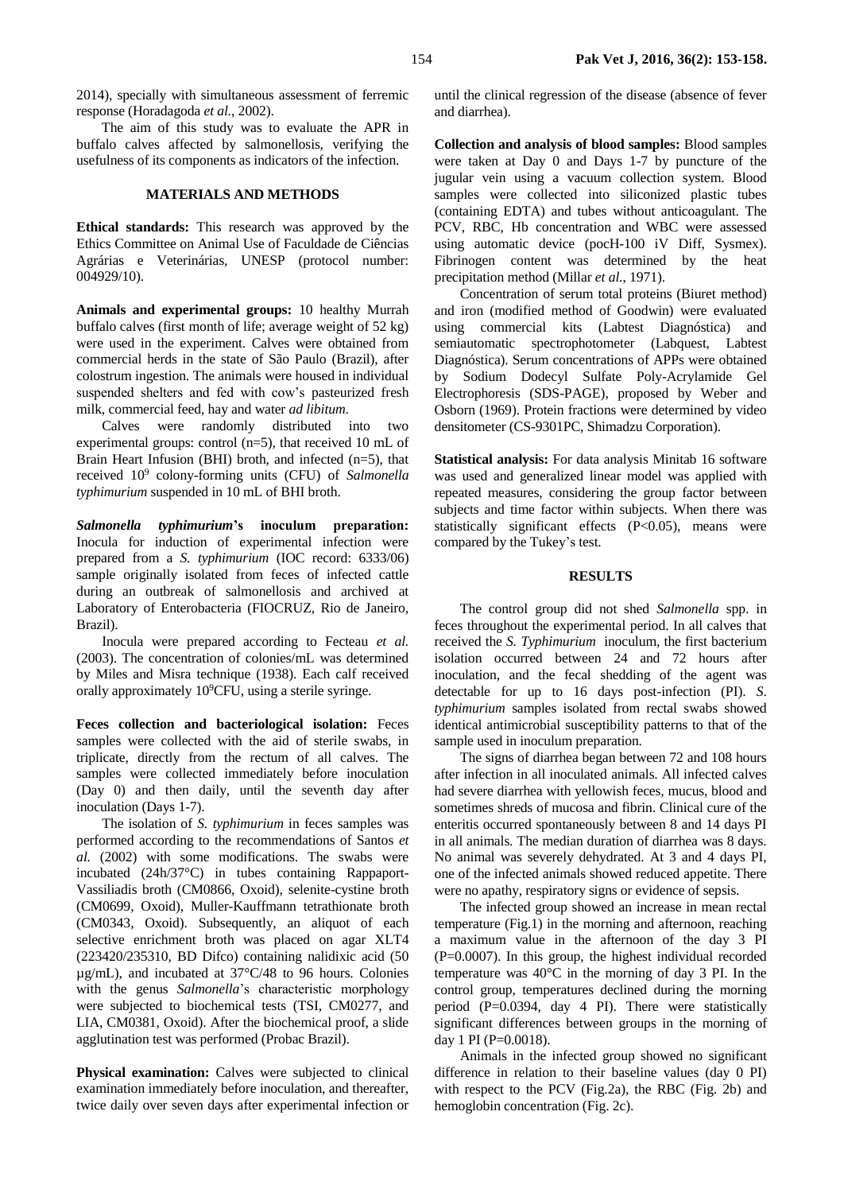2014), specially with simultaneous assessment of ferremic response (Horadagoda *et al.*, 2002).

The aim of this study was to evaluate the APR in buffalo calves affected by salmonellosis, verifying the usefulness of its components as indicators of the infection.

## MATERIALS AND METHODS

**Ethical standards:** This research was approved by the Ethics Committee on Animal Use of Faculdade de Ciências Agrárias e Veterinárias, UNESP (protocol number: 004929/10).

**Animals and experimental groups:** 10 healthy Murrah buffalo calves (first month of life; average weight of 52 kg) were used in the experiment. Calves were obtained from commercial herds in the state of São Paulo (Brazil), after colostrum ingestion. The animals were housed in individual suspended shelters and fed with cow's pasteurized fresh milk, commercial feed, hay and water *ad libitum*.

Calves were randomly distributed into two experimental groups: control (n=5), that received 10 mL of Brain Heart Infusion (BHI) broth, and infected (n=5), that received $10^9$ colony-forming units (CFU) of *Salmonella typhimurium* suspended in 10 mL of BHI broth.

***Salmonella typhimurium*'s inoculum preparation:** Inocula for induction of experimental infection were prepared from a *S. typhimurium* (IOC record: 6333/06) sample originally isolated from feces of infected cattle during an outbreak of salmonellosis and archived at Laboratory of Enterobacteria (FIOCRUZ, Rio de Janeiro, Brazil).

Inocula were prepared according to Fecteau *et al.* (2003). The concentration of colonies/mL was determined by Miles and Misra technique (1938). Each calf received orally approximately $10^9$CFU, using a sterile syringe.

**Feces collection and bacteriological isolation:** Feces samples were collected with the aid of sterile swabs, in triplicate, directly from the rectum of all calves. The samples were collected immediately before inoculation (Day 0) and then daily, until the seventh day after inoculation (Days 1-7).

The isolation of *S. typhimurium* in feces samples was performed according to the recommendations of Santos *et al.* (2002) with some modifications. The swabs were incubated (24h/37°C) in tubes containing Rappaport-Vassiliadis broth (CM0866, Oxoid), selenite-cystine broth (CM0699, Oxoid), Muller-Kauffmann tetrathionate broth (CM0343, Oxoid). Subsequently, an aliquot of each selective enrichment broth was placed on agar XLT4 (223420/235310, BD Difco) containing nalidixic acid (50 µg/mL), and incubated at 37°C/48 to 96 hours. Colonies with the genus *Salmonella*'s characteristic morphology were subjected to biochemical tests (TSI, CM0277, and LIA, CM0381, Oxoid). After the biochemical proof, a slide agglutination test was performed (Probac Brazil).

**Physical examination:** Calves were subjected to clinical examination immediately before inoculation, and thereafter, twice daily over seven days after experimental infection or until the clinical regression of the disease (absence of fever and diarrhea).

**Collection and analysis of blood samples:** Blood samples were taken at Day 0 and Days 1-7 by puncture of the jugular vein using a vacuum collection system. Blood samples were collected into siliconized plastic tubes (containing EDTA) and tubes without anticoagulant. The PCV, RBC, Hb concentration and WBC were assessed using automatic device (pocH-100 iV Diff, Sysmex). Fibrinogen content was determined by the heat precipitation method (Millar *et al.*, 1971).

Concentration of serum total proteins (Biuret method) and iron (modified method of Goodwin) were evaluated using commercial kits (Labtest Diagnóstica) and semiautomatic spectrophotometer (Labquest, Labtest Diagnóstica). Serum concentrations of APPs were obtained by Sodium Dodecyl Sulfate Poly-Acrylamide Gel Electrophoresis (SDS-PAGE), proposed by Weber and Osborn (1969). Protein fractions were determined by video densitometer (CS-9301PC, Shimadzu Corporation).

**Statistical analysis:** For data analysis Minitab 16 software was used and generalized linear model was applied with repeated measures, considering the group factor between subjects and time factor within subjects. When there was statistically significant effects ($P<0.05$), means were compared by the Tukey's test.

## RESULTS

The control group did not shed *Salmonella* spp. in feces throughout the experimental period. In all calves that received the *S. Typhimurium* inoculum, the first bacterium isolation occurred between 24 and 72 hours after inoculation, and the fecal shedding of the agent was detectable for up to 16 days post-infection (PI). *S. typhimurium* samples isolated from rectal swabs showed identical antimicrobial susceptibility patterns to that of the sample used in inoculum preparation.

The signs of diarrhea began between 72 and 108 hours after infection in all inoculated animals. All infected calves had severe diarrhea with yellowish feces, mucus, blood and sometimes shreds of mucosa and fibrin. Clinical cure of the enteritis occurred spontaneously between 8 and 14 days PI in all animals. The median duration of diarrhea was 8 days. No animal was severely dehydrated. At 3 and 4 days PI, one of the infected animals showed reduced appetite. There were no apathy, respiratory signs or evidence of sepsis.

The infected group showed an increase in mean rectal temperature (Fig.1) in the morning and afternoon, reaching a maximum value in the afternoon of the day 3 PI ($P=0.0007$). In this group, the highest individual recorded temperature was 40°C in the morning of day 3 PI. In the control group, temperatures declined during the morning period ($P=0.0394$, day 4 PI). There were statistically significant differences between groups in the morning of day 1 PI ($P=0.0018$).

Animals in the infected group showed no significant difference in relation to their baseline values (day 0 PI) with respect to the PCV (Fig.2a), the RBC (Fig. 2b) and hemoglobin concentration (Fig. 2c).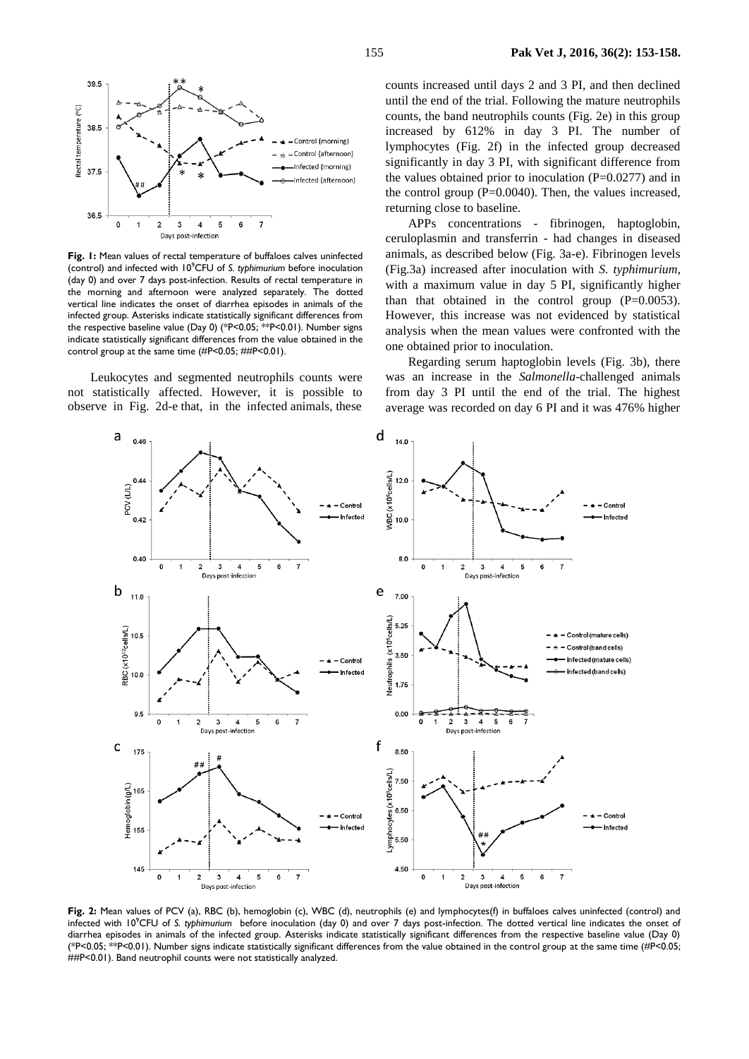**Fig. 1:** Mean values of rectal temperature of buffaloes calves uninfected (control) and infected with $10^9$CFU of *S. typhimurium* before inoculation (day 0) and over 7 days post-infection. Results of rectal temperature in the morning and afternoon were analyzed separately. The dotted vertical line indicates the onset of diarrhea episodes in animals of the infected group. Asterisks indicate statistically significant differences from the respective baseline value (Day 0) (*P<0.05; **P<0.01). Number signs indicate statistically significant differences from the value obtained in the control group at the same time (#P<0.05; ##P<0.01).

Leukocytes and segmented neutrophils counts were not statistically affected. However, it is possible to observe in Fig. 2d-e that, in the infected animals, these counts increased until days 2 and 3 PI, and then declined until the end of the trial. Following the mature neutrophils counts, the band neutrophils counts (Fig. 2e) in this group increased by 612% in day 3 PI. The number of lymphocytes (Fig. 2f) in the infected group decreased significantly in day 3 PI, with significant difference from the values obtained prior to inoculation (P=0.0277) and in the control group (P=0.0040). Then, the values increased, returning close to baseline.

APPs concentrations - fibrinogen, haptoglobin, ceruloplasmin and transferrin - had changes in diseased animals, as described below (Fig. 3a-e). Fibrinogen levels (Fig.3a) increased after inoculation with *S. typhimurium*, with a maximum value in day 5 PI, significantly higher than that obtained in the control group (P=0.0053). However, this increase was not evidenced by statistical analysis when the mean values were confronted with the one obtained prior to inoculation.

Regarding serum haptoglobin levels (Fig. 3b), there was an increase in the *Salmonella*-challenged animals from day 3 PI until the end of the trial. The highest average was recorded on day 6 PI and it was 476% higher

**Fig. 2:** Mean values of PCV (a), RBC (b), hemoglobin (c), WBC (d), neutrophils (e) and lymphocytes(f) in buffaloes calves uninfected (control) and infected with $10^9$CFU of *S. typhimurium* before inoculation (day 0) and over 7 days post-infection. The dotted vertical line indicates the onset of diarrhea episodes in animals of the infected group. Asterisks indicate statistically significant differences from the respective baseline value (Day 0) (*P<0.05; **P<0.01). Number signs indicate statistically significant differences from the value obtained in the control group at the same time (#P<0.05; ##P<0.01). Band neutrophil counts were not statistically analyzed.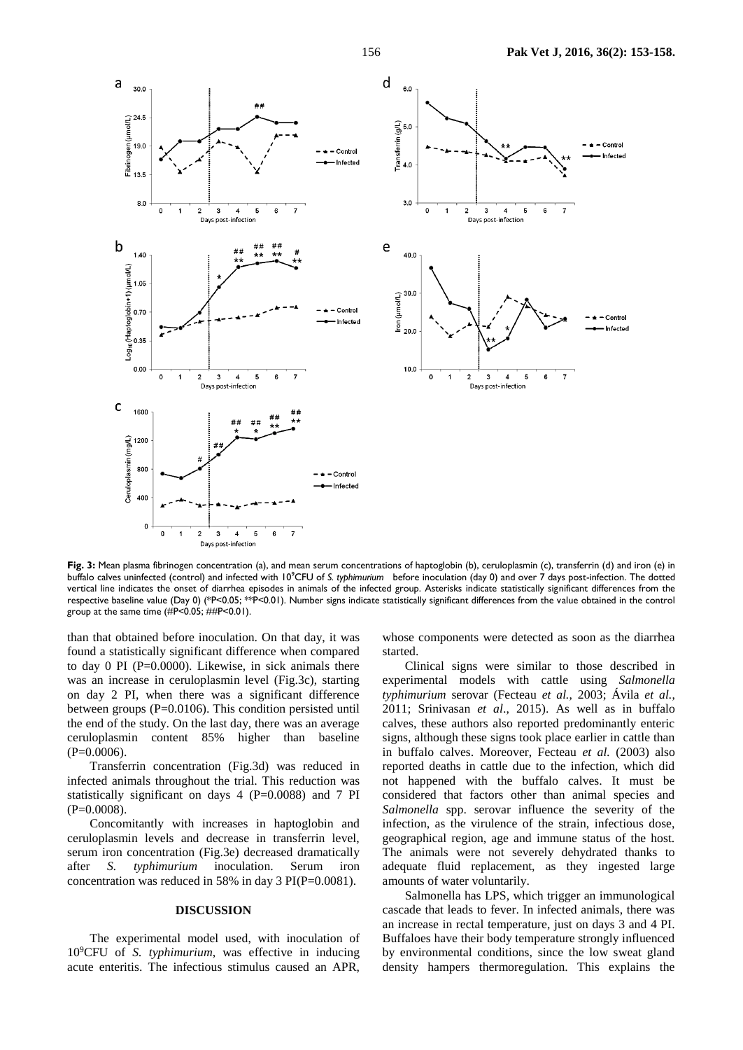**Fig. 3:** Mean plasma fibrinogen concentration (a), and mean serum concentrations of haptoglobin (b), ceruloplasmin (c), transferrin (d) and iron (e) in buffalo calves uninfected (control) and infected with $10^9$CFU of *S. typhimurium* before inoculation (day 0) and over 7 days post-infection. The dotted vertical line indicates the onset of diarrhea episodes in animals of the infected group. Asterisks indicate statistically significant differences from the respective baseline value (Day 0) (*P<0.05; **P<0.01). Number signs indicate statistically significant differences from the value obtained in the control group at the same time (#P<0.05; ##P<0.01).

than that obtained before inoculation. On that day, it was found a statistically significant difference when compared to day 0 PI (P=0.0000). Likewise, in sick animals there was an increase in ceruloplasmin level (Fig.3c), starting on day 2 PI, when there was a significant difference between groups (P=0.0106). This condition persisted until the end of the study. On the last day, there was an average ceruloplasmin content 85% higher than baseline (P=0.0006).

Transferrin concentration (Fig.3d) was reduced in infected animals throughout the trial. This reduction was statistically significant on days 4 (P=0.0088) and 7 PI (P=0.0008).

Concomitantly with increases in haptoglobin and ceruloplasmin levels and decrease in transferrin level, serum iron concentration (Fig.3e) decreased dramatically after *S. typhimurium* inoculation. Serum iron concentration was reduced in 58% in day 3 PI(P=0.0081).

## DISCUSSION

The experimental model used, with inoculation of $10^9$CFU of *S. typhimurium*, was effective in inducing acute enteritis. The infectious stimulus caused an APR, whose components were detected as soon as the diarrhea started.

Clinical signs were similar to those described in experimental models with cattle using *Salmonella typhimurium* serovar (Fecteau *et al.*, 2003; Ávila *et al.*, 2011; Srinivasan *et al*., 2015). As well as in buffalo calves, these authors also reported predominantly enteric signs, although these signs took place earlier in cattle than in buffalo calves. Moreover, Fecteau *et al.* (2003) also reported deaths in cattle due to the infection, which did not happened with the buffalo calves. It must be considered that factors other than animal species and *Salmonella* spp. serovar influence the severity of the infection, as the virulence of the strain, infectious dose, geographical region, age and immune status of the host. The animals were not severely dehydrated thanks to adequate fluid replacement, as they ingested large amounts of water voluntarily.

Salmonella has LPS, which trigger an immunological cascade that leads to fever. In infected animals, there was an increase in rectal temperature, just on days 3 and 4 PI. Buffaloes have their body temperature strongly influenced by environmental conditions, since the low sweat gland density hampers thermoregulation. This explains the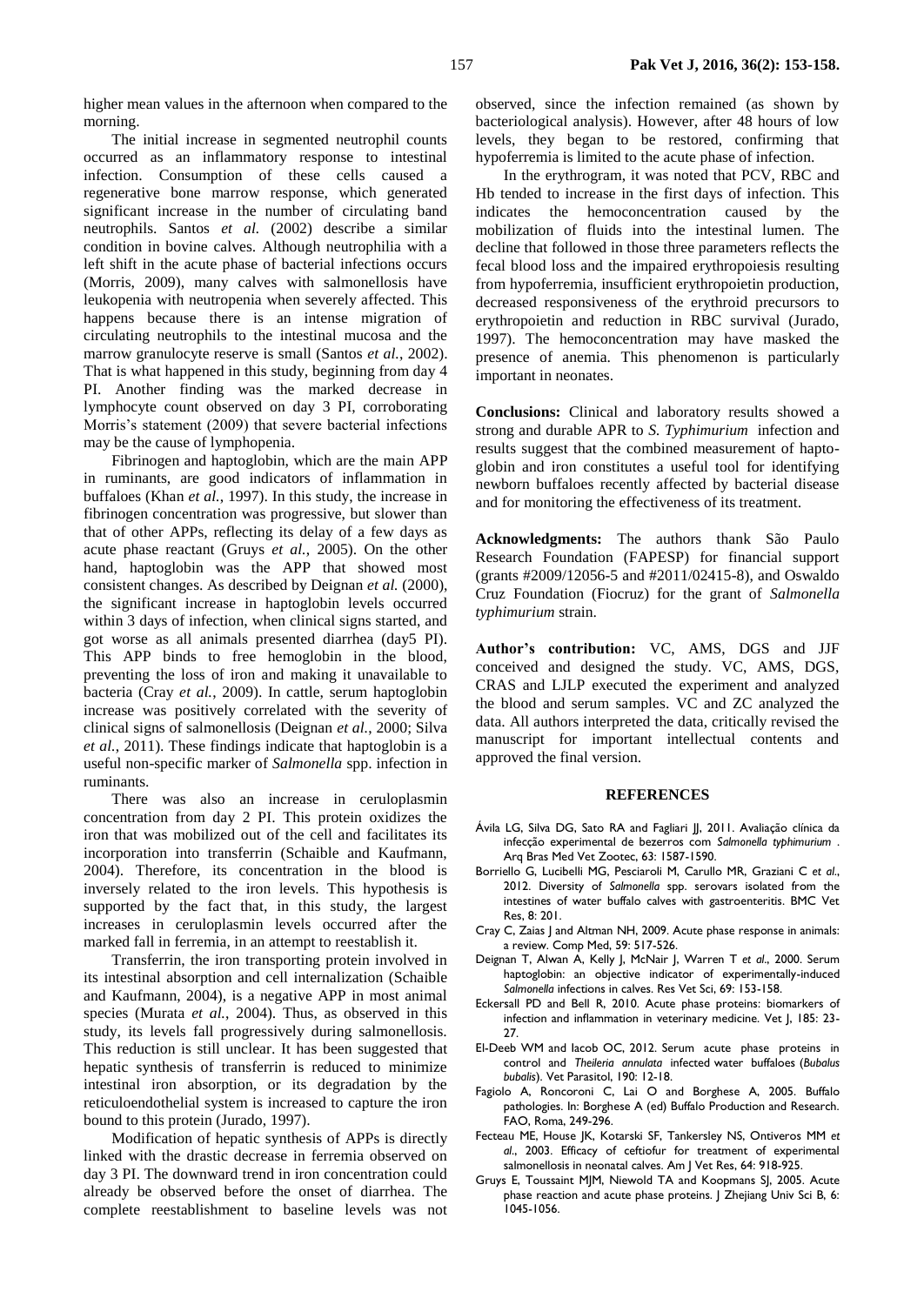higher mean values in the afternoon when compared to the morning.

The initial increase in segmented neutrophil counts occurred as an inflammatory response to intestinal infection. Consumption of these cells caused a regenerative bone marrow response, which generated significant increase in the number of circulating band neutrophils. Santos *et al.* (2002) describe a similar condition in bovine calves. Although neutrophilia with a left shift in the acute phase of bacterial infections occurs (Morris, 2009), many calves with salmonellosis have leukopenia with neutropenia when severely affected. This happens because there is an intense migration of circulating neutrophils to the intestinal mucosa and the marrow granulocyte reserve is small (Santos *et al.*, 2002). That is what happened in this study, beginning from day 4 PI. Another finding was the marked decrease in lymphocyte count observed on day 3 PI, corroborating Morris's statement (2009) that severe bacterial infections may be the cause of lymphopenia.

Fibrinogen and haptoglobin, which are the main APP in ruminants, are good indicators of inflammation in buffaloes (Khan *et al.*, 1997). In this study, the increase in fibrinogen concentration was progressive, but slower than that of other APPs, reflecting its delay of a few days as acute phase reactant (Gruys *et al.*, 2005). On the other hand, haptoglobin was the APP that showed most consistent changes. As described by Deignan *et al.* (2000), the significant increase in haptoglobin levels occurred within 3 days of infection, when clinical signs started, and got worse as all animals presented diarrhea (day5 PI). This APP binds to free hemoglobin in the blood, preventing the loss of iron and making it unavailable to bacteria (Cray *et al.*, 2009). In cattle, serum haptoglobin increase was positively correlated with the severity of clinical signs of salmonellosis (Deignan *et al.*, 2000; Silva *et al.*, 2011). These findings indicate that haptoglobin is a useful non-specific marker of *Salmonella* spp. infection in ruminants.

There was also an increase in ceruloplasmin concentration from day 2 PI. This protein oxidizes the iron that was mobilized out of the cell and facilitates its incorporation into transferrin (Schaible and Kaufmann, 2004). Therefore, its concentration in the blood is inversely related to the iron levels. This hypothesis is supported by the fact that, in this study, the largest increases in ceruloplasmin levels occurred after the marked fall in ferremia, in an attempt to reestablish it.

Transferrin, the iron transporting protein involved in its intestinal absorption and cell internalization (Schaible and Kaufmann, 2004), is a negative APP in most animal species (Murata *et al.*, 2004). Thus, as observed in this study, its levels fall progressively during salmonellosis. This reduction is still unclear. It has been suggested that hepatic synthesis of transferrin is reduced to minimize intestinal iron absorption, or its degradation by the reticuloendothelial system is increased to capture the iron bound to this protein (Jurado, 1997).

Modification of hepatic synthesis of APPs is directly linked with the drastic decrease in ferremia observed on day 3 PI. The downward trend in iron concentration could already be observed before the onset of diarrhea. The complete reestablishment to baseline levels was not observed, since the infection remained (as shown by bacteriological analysis). However, after 48 hours of low levels, they began to be restored, confirming that hypoferremia is limited to the acute phase of infection.

In the erythrogram, it was noted that PCV, RBC and Hb tended to increase in the first days of infection. This indicates the hemoconcentration caused by the mobilization of fluids into the intestinal lumen. The decline that followed in those three parameters reflects the fecal blood loss and the impaired erythropoiesis resulting from hypoferremia, insufficient erythropoietin production, decreased responsiveness of the erythroid precursors to erythropoietin and reduction in RBC survival (Jurado, 1997). The hemoconcentration may have masked the presence of anemia. This phenomenon is particularly important in neonates.

**Conclusions:** Clinical and laboratory results showed a strong and durable APR to *S. Typhimurium* infection and results suggest that the combined measurement of haptoglobin and iron constitutes a useful tool for identifying newborn buffaloes recently affected by bacterial disease and for monitoring the effectiveness of its treatment.

**Acknowledgments:** The authors thank São Paulo Research Foundation (FAPESP) for financial support (grants #2009/12056-5 and #2011/02415-8), and Oswaldo Cruz Foundation (Fiocruz) for the grant of *Salmonella typhimurium* strain.

**Author's contribution:** VC, AMS, DGS and JJF conceived and designed the study. VC, AMS, DGS, CRAS and LJLP executed the experiment and analyzed the blood and serum samples. VC and ZC analyzed the data. All authors interpreted the data, critically revised the manuscript for important intellectual contents and approved the final version.

## REFERENCES

Ávila LG, Silva DG, Sato RA and Fagliari JJ, 2011. Avaliação clínica da infecção experimental de bezerros com *Salmonella typhimurium* . Arq Bras Med Vet Zootec, 63: 1587-1590.

Borriello G, Lucibelli MG, Pesciaroli M, Carullo MR, Graziani C *et al.*, 2012. Diversity of *Salmonella* spp. serovars isolated from the intestines of water buffalo calves with gastroenteritis. BMC Vet Res, 8: 201.

Cray C, Zaias J and Altman NH, 2009. Acute phase response in animals: a review. Comp Med, 59: 517-526.

Deignan T, Alwan A, Kelly J, McNair J, Warren T *et al.*, 2000. Serum haptoglobin: an objective indicator of experimentally-induced *Salmonella* infections in calves. Res Vet Sci, 69: 153-158.

Eckersall PD and Bell R, 2010. Acute phase proteins: biomarkers of infection and inflammation in veterinary medicine. Vet J, 185: 23-27.

El-Deeb WM and Iacob OC, 2012. Serum acute phase proteins in control and *Theileria annulata* infected water buffaloes (*Bubalus bubalis*). Vet Parasitol, 190: 12-18.

Fagiolo A, Roncoroni C, Lai O and Borghese A, 2005. Buffalo pathologies. In: Borghese A (ed) Buffalo Production and Research. FAO, Roma, 249-296.

Fecteau ME, House JK, Kotarski SF, Tankersley NS, Ontiveros MM *et al.*, 2003. Efficacy of ceftiofur for treatment of experimental salmonellosis in neonatal calves. Am J Vet Res, 64: 918-925.

Gruys E, Toussaint MJM, Niewold TA and Koopmans SJ, 2005. Acute phase reaction and acute phase proteins. J Zhejiang Univ Sci B, 6: 1045-1056.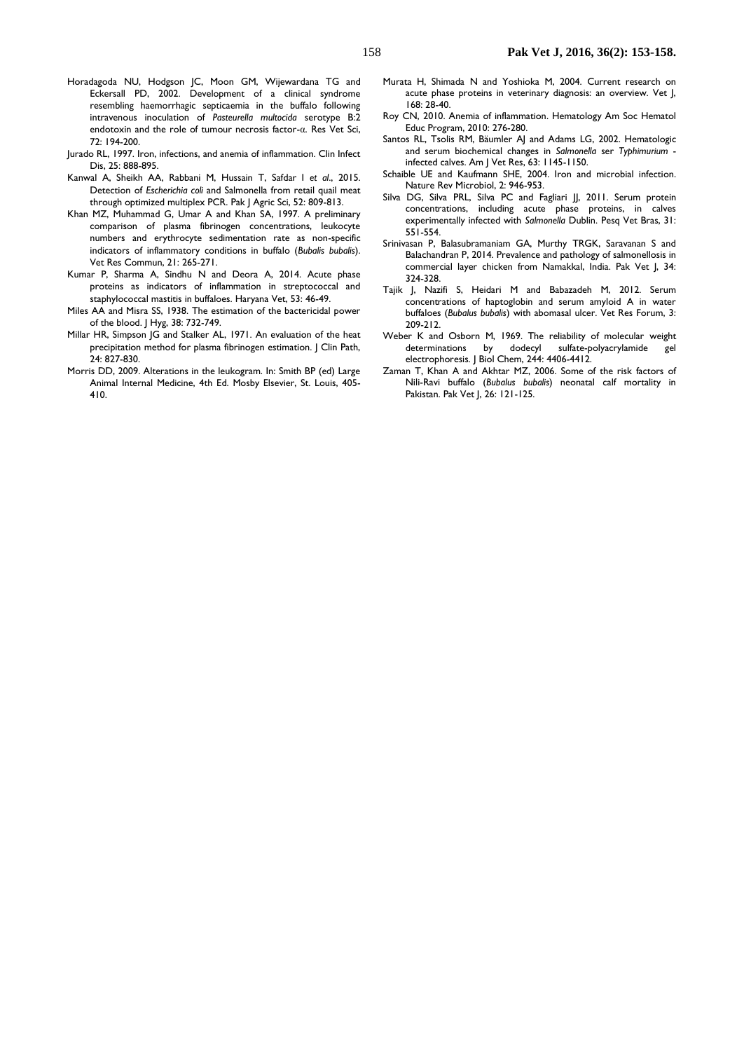Horadagoda NU, Hodgson JC, Moon GM, Wijewardana TG and Eckersall PD, 2002. Development of a clinical syndrome resembling haemorrhagic septicaemia in the buffalo following intravenous inoculation of *Pasteurella multocida* serotype B:2 endotoxin and the role of tumour necrosis factor-α. Res Vet Sci, 72: 194-200.

Jurado RL, 1997. Iron, infections, and anemia of inflammation. Clin Infect Dis, 25: 888-895.

Kanwal A, Sheikh AA, Rabbani M, Hussain T, Safdar I *et al*., 2015. Detection of *Escherichia coli* and Salmonella from retail quail meat through optimized multiplex PCR. Pak J Agric Sci, 52: 809-813.

Khan MZ, Muhammad G, Umar A and Khan SA, 1997. A preliminary comparison of plasma fibrinogen concentrations, leukocyte numbers and erythrocyte sedimentation rate as non-specific indicators of inflammatory conditions in buffalo (*Bubalis bubalis*). Vet Res Commun, 21: 265-271.

Kumar P, Sharma A, Sindhu N and Deora A, 2014. Acute phase proteins as indicators of inflammation in streptococcal and staphylococcal mastitis in buffaloes. Haryana Vet, 53: 46-49.

Miles AA and Misra SS, 1938. The estimation of the bactericidal power of the blood. J Hyg, 38: 732-749.

Millar HR, Simpson JG and Stalker AL, 1971. An evaluation of the heat precipitation method for plasma fibrinogen estimation. J Clin Path, 24: 827-830.

Morris DD, 2009. Alterations in the leukogram. In: Smith BP (ed) Large Animal Internal Medicine, 4th Ed. Mosby Elsevier, St. Louis, 405-410.

Murata H, Shimada N and Yoshioka M, 2004. Current research on acute phase proteins in veterinary diagnosis: an overview. Vet J, 168: 28-40.

Roy CN, 2010. Anemia of inflammation. Hematology Am Soc Hematol Educ Program, 2010: 276-280.

Santos RL, Tsolis RM, Bäumler AJ and Adams LG, 2002. Hematologic and serum biochemical changes in *Salmonella* ser *Typhimurium* - infected calves. Am J Vet Res, 63: 1145-1150.

Schaible UE and Kaufmann SHE, 2004. Iron and microbial infection. Nature Rev Microbiol, 2: 946-953.

Silva DG, Silva PRL, Silva PC and Fagliari JJ, 2011. Serum protein concentrations, including acute phase proteins, in calves experimentally infected with *Salmonella* Dublin. Pesq Vet Bras, 31: 551-554.

Srinivasan P, Balasubramaniam GA, Murthy TRGK, Saravanan S and Balachandran P, 2014. Prevalence and pathology of salmonellosis in commercial layer chicken from Namakkal, India. Pak Vet J, 34: 324-328.

Tajik J, Nazifi S, Heidari M and Babazadeh M, 2012. Serum concentrations of haptoglobin and serum amyloid A in water buffaloes (*Bubalus bubalis*) with abomasal ulcer. Vet Res Forum, 3: 209-212.

Weber K and Osborn M, 1969. The reliability of molecular weight determinations by dodecyl sulfate-polyacrylamide gel electrophoresis. J Biol Chem, 244: 4406-4412.

Zaman T, Khan A and Akhtar MZ, 2006. Some of the risk factors of Nili-Ravi buffalo (*Bubalus bubalis*) neonatal calf mortality in Pakistan. Pak Vet J, 26: 121-125.